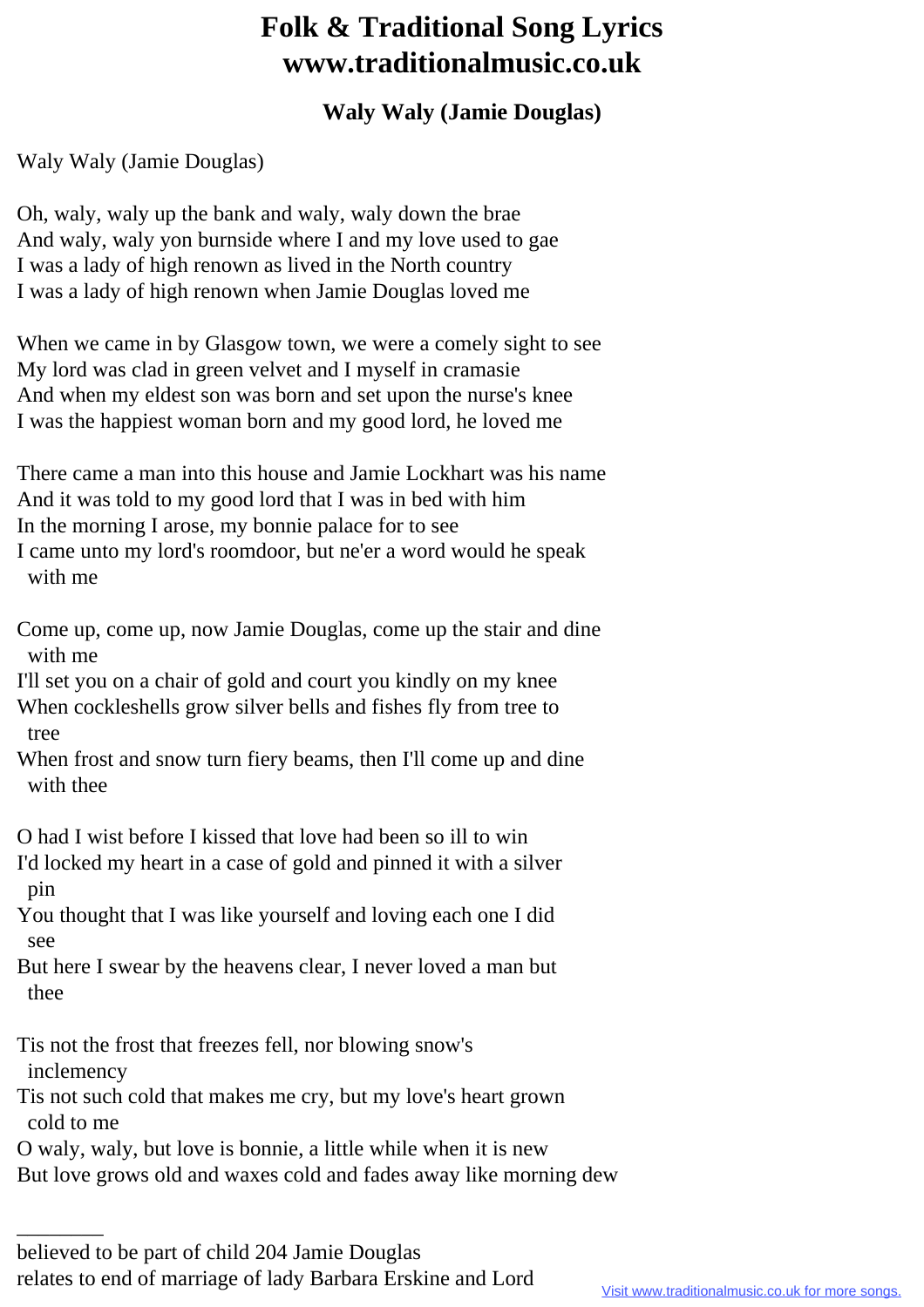# Folk & Traditional Song Lyrics www.traditionalmusic.co.uk

### Waly Waly (Jamie Douglas)

Waly Waly (Jamie Douglas)

Oh, waly, waly up the bank and waly, waly down the brae
And waly, waly yon burnside where I and my love used to gae
I was a lady of high renown as lived in the North country
I was a lady of high renown when Jamie Douglas loved me

When we came in by Glasgow town, we were a comely sight to see
My lord was clad in green velvet and I myself in cramasie
And when my eldest son was born and set upon the nurse's knee
I was the happiest woman born and my good lord, he loved me

There came a man into this house and Jamie Lockhart was his name
And it was told to my good lord that I was in bed with him
In the morning I arose, my bonnie palace for to see
I came unto my lord's roomdoor, but ne'er a word would he speak with me

Come up, come up, now Jamie Douglas, come up the stair and dine with me
I'll set you on a chair of gold and court you kindly on my knee
When cockleshells grow silver bells and fishes fly from tree to tree
When frost and snow turn fiery beams, then I'll come up and dine with thee

O had I wist before I kissed that love had been so ill to win
I'd locked my heart in a case of gold and pinned it with a silver pin
You thought that I was like yourself and loving each one I did see
But here I swear by the heavens clear, I never loved a man but thee

Tis not the frost that freezes fell, nor blowing snow's inclemency
Tis not such cold that makes me cry, but my love's heart grown cold to me
O waly, waly, but love is bonnie, a little while when it is new
But love grows old and waxes cold and fades away like morning dew

---

believed to be part of child 204 Jamie Douglas
relates to end of marriage of lady Barbara Erskine and Lord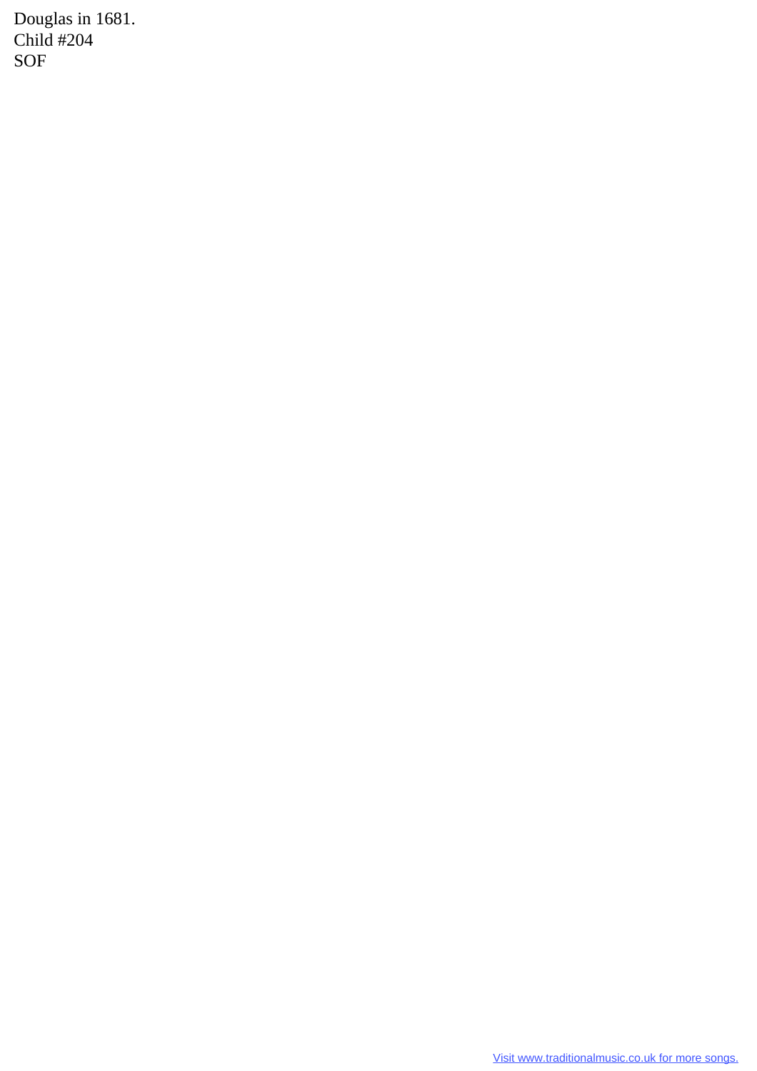Douglas in 1681.
Child #204
SOF

Visit www.traditionalmusic.co.uk for more songs.